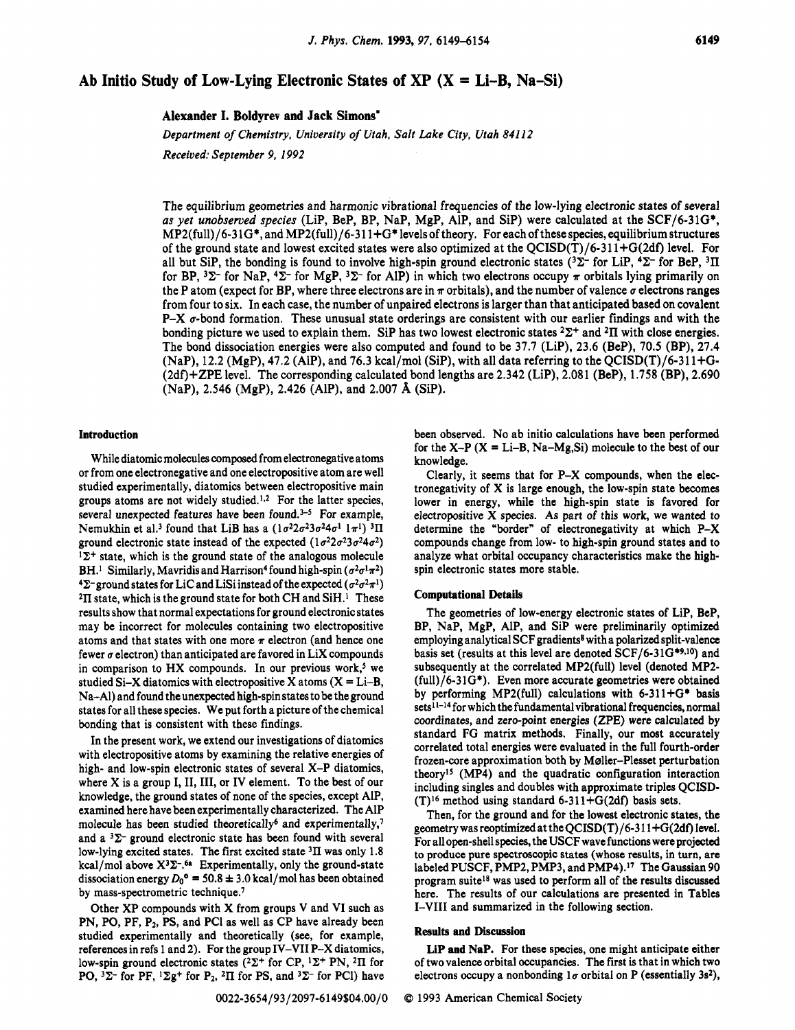# Ab Initio Study of Low-Lying Electronic States of XP (X = Li–B, Na–Si)

**Alexander I. Boldyrev and Jack Simons***

*Department of Chemistry, University of Utah, Salt Lake City, Utah 84112*

*Received: September 9, 1992*

The equilibrium geometries and harmonic vibrational frequencies of the low-lying electronic states of several *as yet unobserved species* (LiP, BeP, BP, NaP, MgP, AlP, and SiP) were calculated at the SCF/6-31G*, MP2(full)/6-31G*, and MP2(full)/6-311+G* levels of theory. For each of these species, equilibrium structures of the ground state and lowest excited states were also optimized at the QCISD(T)/6-311+G(2df) level. For all but SiP, the bonding is found to involve high-spin ground electronic states ($^3\Sigma^-$ for LiP, $^4\Sigma^-$ for BeP, $^3\Pi$ for BP, $^3\Sigma^-$ for NaP, $^4\Sigma^-$ for MgP, $^3\Sigma^-$ for AlP) in which two electrons occupy $\pi$ orbitals lying primarily on the P atom (expect for BP, where three electrons are in $\pi$ orbitals), and the number of valence $\sigma$ electrons ranges from four to six. In each case, the number of unpaired electrons is larger than that anticipated based on covalent P–X $\sigma$-bond formation. These unusual state orderings are consistent with our earlier findings and with the bonding picture we used to explain them. SiP has two lowest electronic states $^2\Sigma^+$ and $^2\Pi$ with close energies. The bond dissociation energies were also computed and found to be 37.7 (LiP), 23.6 (BeP), 70.5 (BP), 27.4 (NaP), 12.2 (MgP), 47.2 (AlP), and 76.3 kcal/mol (SiP), with all data referring to the QCISD(T)/6-311+G-(2df)+ZPE level. The corresponding calculated bond lengths are 2.342 (LiP), 2.081 (BeP), 1.758 (BP), 2.690 (NaP), 2.546 (MgP), 2.426 (AlP), and 2.007 Å (SiP).

## Introduction

While diatomic molecules composed from electronegative atoms or from one electronegative and one electropositive atom are well studied experimentally, diatomics between electropositive main groups atoms are not widely studied.[1,2] For the latter species, several unexpected features have been found.[3-5] For example, Nemukhin et al.[3] found that LiB has a ($1\sigma^2 2\sigma^2 3\sigma^2 4\sigma^1 1\pi^1$) $^3\Pi$ ground electronic state instead of the expected ($1\sigma^2 2\sigma^2 3\sigma^2 4\sigma^2$) $^1\Sigma^+$ state, which is the ground state of the analogous molecule BH.[1] Similarly, Mavridis and Harrison[4] found high-spin ($\sigma^2\sigma^1\pi^2$) $^4\Sigma^-$ ground states for LiC and LiSi instead of the expected ($\sigma^2\sigma^2\pi^1$) $^2\Pi$ state, which is the ground state for both CH and SiH.[1] These results show that normal expectations for ground electronic states may be incorrect for molecules containing two electropositive atoms and that states with one more $\pi$ electron (and hence one fewer $\sigma$ electron) than anticipated are favored in LiX compounds in comparison to HX compounds. In our previous work,[5] we studied Si–X diatomics with electropositive X atoms (X = Li–B, Na–Al) and found the unexpected high-spin states to be the ground states for all these species. We put forth a picture of the chemical bonding that is consistent with these findings.

In the present work, we extend our investigations of diatomics with electropositive atoms by examining the relative energies of high- and low-spin electronic states of several X–P diatomics, where X is a group I, II, III, or IV element. To the best of our knowledge, the ground states of none of the species, except AlP, examined here have been experimentally characterized. The AlP molecule has been studied theoretically[6] and experimentally,[7] and a $^3\Sigma^-$ ground electronic state has been found with several low-lying excited states. The first excited state $^3\Pi$ was only 1.8 kcal/mol above $X^3\Sigma^-$.[6a] Experimentally, only the ground-state dissociation energy $D_0° = 50.8 \pm 3.0$ kcal/mol has been obtained by mass-spectrometric technique.[7]

Other XP compounds with X from groups V and VI such as PN, PO, PF, $P_2$, PS, and PCl as well as CP have already been studied experimentally and theoretically (see, for example, references in refs 1 and 2). For the group IV–VII P–X diatomics, low-spin ground electronic states ($^2\Sigma^+$ for CP, $^1\Sigma^+$ PN, $^2\Pi$ for PO, $^3\Sigma^-$ for PF, $^1\Sigma g^+$ for $P_2$, $^2\Pi$ for PS, and $^3\Sigma^-$ for PCl) have been observed. No ab initio calculations have been performed for the X–P (X = Li–B, Na–Mg,Si) molecule to the best of our knowledge.

Clearly, it seems that for P–X compounds, when the electronegativity of X is large enough, the low-spin state becomes lower in energy, while the high-spin state is favored for electropositive X species. As part of this work, we wanted to determine the "border" of electronegativity at which P–X compounds change from low- to high-spin ground states and to analyze what orbital occupancy characteristics make the high-spin electronic states more stable.

## Computational Details

The geometries of low-energy electronic states of LiP, BeP, BP, NaP, MgP, AlP, and SiP were preliminarily optimized employing analytical SCF gradients[8] with a polarized split-valence basis set (results at this level are denoted SCF/6-31G*[9,10]) and subsequently at the correlated MP2(full) level (denoted MP2-(full)/6-31G*). Even more accurate geometries were obtained by performing MP2(full) calculations with 6-311+G* basis sets[11-14] for which the fundamental vibrational frequencies, normal coordinates, and zero-point energies (ZPE) were calculated by standard FG matrix methods. Finally, our most accurately correlated total energies were evaluated in the full fourth-order frozen-core approximation both by Møller–Plesset perturbation theory[15] (MP4) and the quadratic configuration interaction including singles and doubles with approximate triples QCISD-(T)[16] method using standard 6-311+G(2df) basis sets.

Then, for the ground and for the lowest excited states, the geometry was reoptimized at the QCISD(T)/6-311+G(2df) level. For all open-shell species, the USCF wave functions were projected to produce pure spectroscopic states (whose results, in turn, are labeled PUSCF, PMP2, PMP3, and PMP4).[17] The Gaussian 90 program suite[18] was used to perform all of the results discussed here. The results of our calculations are presented in Tables I–VIII and summarized in the following section.

## Results and Discussion

**LiP and NaP.** For these species, one might anticipate either of two valence orbital occupancies. The first is that in which two electrons occupy a nonbonding $1\sigma$ orbital on P (essentially $3s^2$),

0022-3654/93/2097-6149$04.00/0 © 1993 American Chemical Society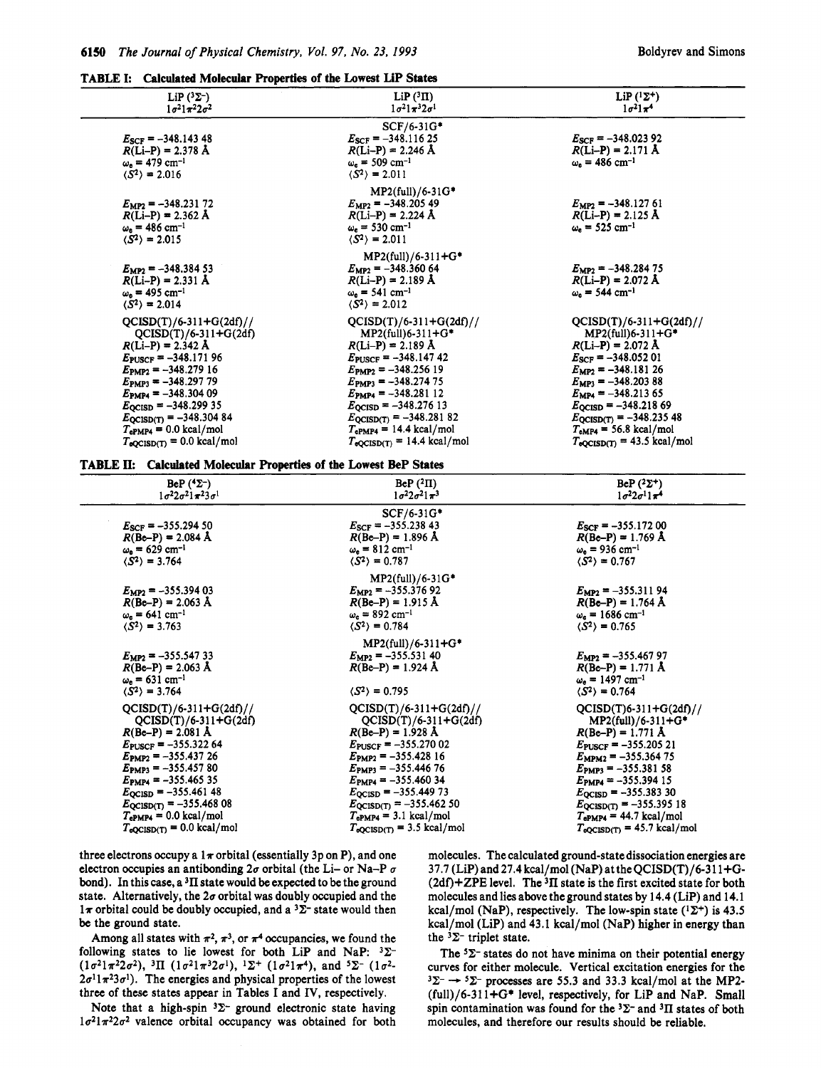**TABLE I: Calculated Molecular Properties of the Lowest LiP States**

| LiP ($^3\Sigma^-$) $1\sigma^2 1\pi^2 2\sigma^2$ | LiP ($^3\Pi$) $1\sigma^2 1\pi^3 2\sigma^1$ | LiP ($^1\Sigma^+$) $1\sigma^2 1\pi^4$ |
|---|---|---|
| | SCF/6-31G* | |
| $E_{SCF} = -348.143\ 48$ | $E_{SCF} = -348.116\ 25$ | $E_{SCF} = -348.023\ 92$ |
| $R$(Li–P) = 2.378 Å | $R$(Li–P) = 2.246 Å | $R$(Li–P) = 2.171 Å |
| $\omega_e$ = 479 cm$^{-1}$ | $\omega_e$ = 509 cm$^{-1}$ | $\omega_e$ = 486 cm$^{-1}$ |
| $\langle S^2 \rangle$ = 2.016 | $\langle S^2 \rangle$ = 2.011 | |
| | MP2(full)/6-31G* | |
| $E_{MP2} = -348.231\ 72$ | $E_{MP2} = -348.205\ 49$ | $E_{MP2} = -348.127\ 61$ |
| $R$(Li–P) = 2.362 Å | $R$(Li–P) = 2.224 Å | $R$(Li–P) = 2.125 Å |
| $\omega_e$ = 486 cm$^{-1}$ | $\omega_e$ = 530 cm$^{-1}$ | $\omega_e$ = 525 cm$^{-1}$ |
| $\langle S^2 \rangle$ = 2.015 | $\langle S^2 \rangle$ = 2.011 | |
| | MP2(full)/6-311+G* | |
| $E_{MP2} = -348.384\ 53$ | $E_{MP2} = -348.360\ 64$ | $E_{MP2} = -348.284\ 75$ |
| $R$(Li–P) = 2.331 Å | $R$(Li–P) = 2.189 Å | $R$(Li–P) = 2.072 Å |
| $\omega_e$ = 495 cm$^{-1}$ | $\omega_e$ = 541 cm$^{-1}$ | $\omega_e$ = 544 cm$^{-1}$ |
| $\langle S^2 \rangle$ = 2.014 | $\langle S^2 \rangle$ = 2.012 | |
| QCISD(T)/6-311+G(2df)// QCISD(T)/6-311+G(2df) | QCISD(T)/6-311+G(2df)// MP2(full)6-311+G* | QCISD(T)/6-311+G(2df)// MP2(full)6-311+G* |
| $R$(Li–P) = 2.342 Å | $R$(Li–P) = 2.189 Å | $R$(Li–P) = 2.072 Å |
| $E_{PUSCF} = -348.171\ 96$ | $E_{PUSCF} = -348.147\ 42$ | $E_{SCF} = -348.052\ 01$ |
| $E_{PMP2} = -348.279\ 16$ | $E_{PMP2} = -348.256\ 19$ | $E_{MP2} = -348.181\ 26$ |
| $E_{PMP3} = -348.297\ 79$ | $E_{PMP3} = -348.274\ 75$ | $E_{MP3} = -348.203\ 88$ |
| $E_{PMP4} = -348.304\ 09$ | $E_{PMP4} = -348.281\ 12$ | $E_{MP4} = -348.213\ 65$ |
| $E_{QCISD} = -348.299\ 35$ | $E_{QCISD} = -348.276\ 13$ | $E_{QCISD} = -348.218\ 69$ |
| $E_{QCISD(T)} = -348.304\ 84$ | $E_{QCISD(T)} = -348.281\ 82$ | $E_{QCISD(T)} = -348.235\ 48$ |
| $T_{ePMP4}$ = 0.0 kcal/mol | $T_{ePMP4}$ = 14.4 kcal/mol | $T_{eMP4}$ = 56.8 kcal/mol |
| $T_{eQCISD(T)}$ = 0.0 kcal/mol | $T_{eQCISD(T)}$ = 14.4 kcal/mol | $T_{eQCISD(T)}$ = 43.5 kcal/mol |

**TABLE II: Calculated Molecular Properties of the Lowest BeP States**

| BeP ($^4\Sigma^-$) $1\sigma^2 2\sigma^1 1\pi^2 3\sigma^1$ | BeP ($^2\Pi$) $1\sigma^2 2\sigma^2 1\pi^3$ | BeP ($^2\Sigma^+$) $1\sigma^2 2\sigma^1 1\pi^4$ |
|---|---|---|
| | SCF/6-31G* | |
| $E_{SCF} = -355.294\ 50$ | $E_{SCF} = -355.238\ 43$ | $E_{SCF} = -355.172\ 00$ |
| $R$(Be–P) = 2.084 Å | $R$(Be–P) = 1.896 Å | $R$(Be–P) = 1.769 Å |
| $\omega_e$ = 629 cm$^{-1}$ | $\omega_e$ = 812 cm$^{-1}$ | $\omega_e$ = 936 cm$^{-1}$ |
| $\langle S^2 \rangle$ = 3.764 | $\langle S^2 \rangle$ = 0.787 | $\langle S^2 \rangle$ = 0.767 |
| | MP2(full)/6-31G* | |
| $E_{MP2} = -355.394\ 03$ | $E_{MP2} = -355.376\ 92$ | $E_{MP2} = -355.311\ 94$ |
| $R$(Be–P) = 2.063 Å | $R$(Be–P) = 1.915 Å | $R$(Be–P) = 1.764 Å |
| $\omega_e$ = 641 cm$^{-1}$ | $\omega_e$ = 892 cm$^{-1}$ | $\omega_e$ = 1686 cm$^{-1}$ |
| $\langle S^2 \rangle$ = 3.763 | $\langle S^2 \rangle$ = 0.784 | $\langle S^2 \rangle$ = 0.765 |
| | MP2(full)/6-311+G* | |
| $E_{MP2} = -355.547\ 33$ | $E_{MP2} = -355.531\ 40$ | $E_{MP2} = -355.467\ 97$ |
| $R$(Be–P) = 2.063 Å | $R$(Be–P) = 1.924 Å | $R$(Be–P) = 1.771 Å |
| $\omega_e$ = 631 cm$^{-1}$ | | $\omega_e$ = 1497 cm$^{-1}$ |
| $\langle S^2 \rangle$ = 3.764 | $\langle S^2 \rangle$ = 0.795 | $\langle S^2 \rangle$ = 0.764 |
| QCISD(T)/6-311+G(2df)// QCISD(T)/6-311+G(2df) | QCISD(T)/6-311+G(2df)// QCISD(T)/6-311+G(2df) | QCISD(T)6-311+G(2df)// MP2(full)/6-311+G* |
| $R$(Be–P) = 2.081 Å | $R$(Be–P) = 1.928 Å | $R$(Be–P) = 1.771 Å |
| $E_{PUSCF} = -355.322\ 64$ | $E_{PUSCF} = -355.270\ 02$ | $E_{PUSCF} = -355.205\ 21$ |
| $E_{PMP2} = -355.437\ 26$ | $E_{PMP2} = -355.428\ 16$ | $E_{MPM2} = -355.364\ 75$ |
| $E_{PMP3} = -355.457\ 80$ | $E_{PMP3} = -355.446\ 76$ | $E_{PMP3} = -355.381\ 58$ |
| $E_{PMP4} = -355.465\ 35$ | $E_{PMP4} = -355.460\ 34$ | $E_{PMP4} = -355.394\ 15$ |
| $E_{QCISD} = -355.461\ 48$ | $E_{QCISD} = -355.449\ 73$ | $E_{QCISD} = -355.383\ 30$ |
| $E_{QCISD(T)} = -355.468\ 08$ | $E_{QCISD(T)} = -355.462\ 50$ | $E_{QCISD(T)} = -355.395\ 18$ |
| $T_{ePMP4}$ = 0.0 kcal/mol | $T_{ePMP4}$ = 3.1 kcal/mol | $T_{ePMP4}$ = 44.7 kcal/mol |
| $T_{eQCISD(T)}$ = 0.0 kcal/mol | $T_{eQCISD(T)}$ = 3.5 kcal/mol | $T_{eQCISD(T)}$ = 45.7 kcal/mol |

three electrons occupy a $1\pi$ orbital (essentially 3p on P), and one electron occupies an antibonding $2\sigma$ orbital (the Li– or Na–P $\sigma$ bond). In this case, a $^3\Pi$ state would be expected to be the ground state. Alternatively, the $2\sigma$ orbital was doubly occupied and the $1\pi$ orbital could be doubly occupied, and a $^3\Sigma^-$ state would then be the ground state.

Among all states with $\pi^2$, $\pi^3$, or $\pi^4$ occupancies, we found the following states to lie lowest for both LiP and NaP: $^3\Sigma^-$ ($1\sigma^2 1\pi^2 2\sigma^2$), $^3\Pi$ ($1\sigma^2 1\pi^3 2\sigma^1$), $^1\Sigma^+$ ($1\sigma^2 1\pi^4$), and $^5\Sigma^-$ ($1\sigma^2 2\sigma^1 1\pi^2 3\sigma^1$). The energies and physical properties of the lowest three of these states appear in Tables I and IV, respectively.

Note that a high-spin $^3\Sigma^-$ ground electronic state having $1\sigma^2 1\pi^2 2\sigma^2$ valence orbital occupancy was obtained for both molecules. The calculated ground-state dissociation energies are 37.7 (LiP) and 27.4 kcal/mol (NaP) at the QCISD(T)/6-311+G(2df)+ZPE level. The $^3\Pi$ state is the first excited state for both molecules and lies above the ground states by 14.4 (LiP) and 14.1 kcal/mol (NaP), respectively. The low-spin state ($^1\Sigma^+$) is 43.5 kcal/mol (LiP) and 43.1 kcal/mol (NaP) higher in energy than the $^3\Sigma^-$ triplet state.

The $^5\Sigma^-$ states do not have minima on their potential energy curves for either molecule. Vertical excitation energies for the $^3\Sigma^- \rightarrow {}^5\Sigma^-$ processes are 55.3 and 33.3 kcal/mol at the MP2(full)/6-311+G* level, respectively, for LiP and NaP. Small spin contamination was found for the $^3\Sigma^-$ and $^3\Pi$ states of both molecules, and therefore our results should be reliable.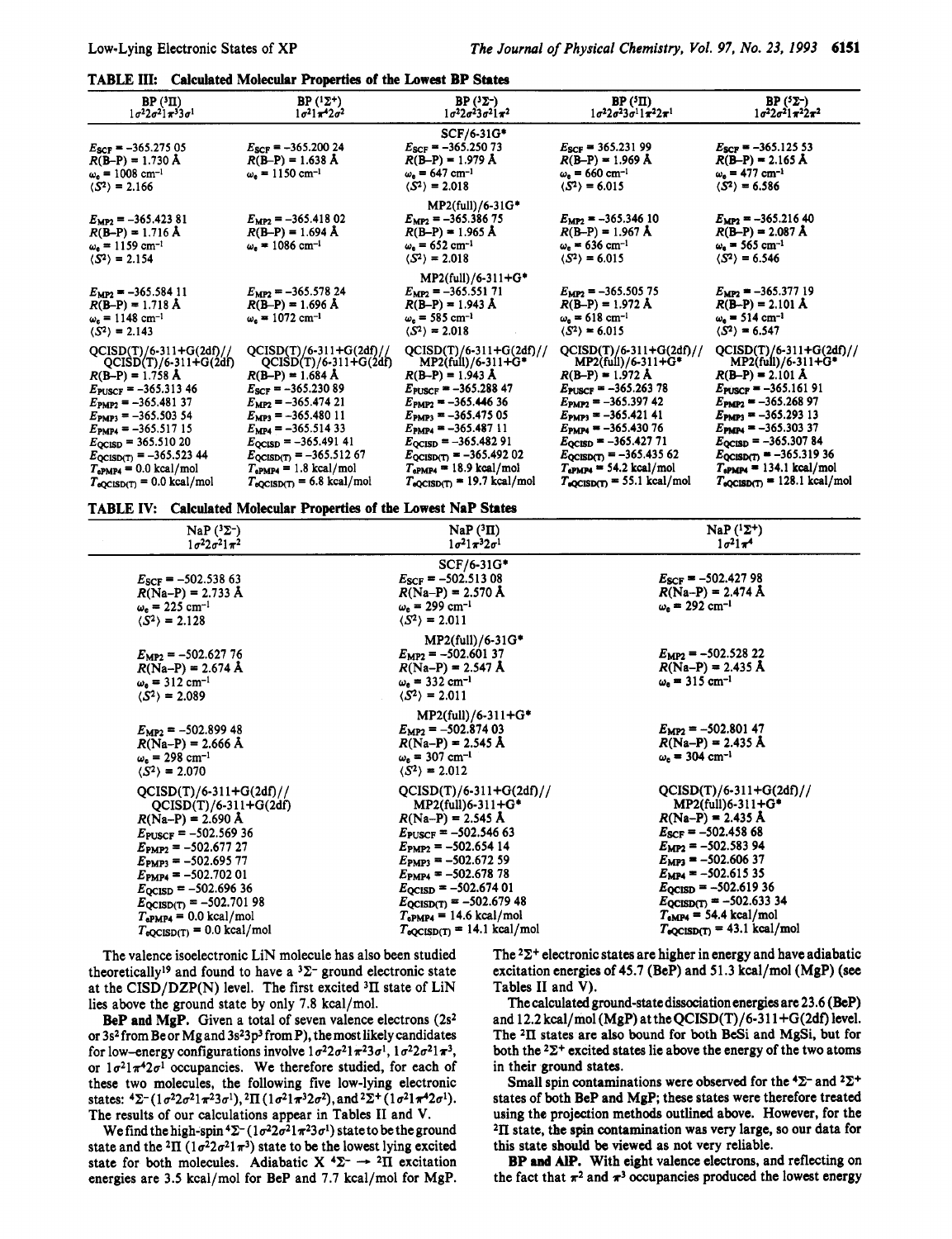**TABLE III: Calculated Molecular Properties of the Lowest BP States**

| BP ($^3\Pi$) $1\sigma^2 2\sigma^2 1\pi^3 3\sigma^1$ | BP ($^1\Sigma^+$) $1\sigma^2 1\pi^4 2\sigma^2$ | BP ($^3\Sigma^-$) $1\sigma^2 2\sigma^2 3\sigma^2 1\pi^2$ | BP ($^5\Pi$) $1\sigma^2 2\sigma^2 3\sigma^1 1\pi^2 2\pi^1$ | BP ($^5\Sigma^-$) $1\sigma^2 2\sigma^2 1\pi^2 2\pi^2$ |
|---|---|---|---|---|
| | | SCF/6-31G* | | |
| $E_{SCF}$ = −365.275 05 | $E_{SCF}$ = −365.200 24 | $E_{SCF}$ = −365.250 73 | $E_{SCF}$ = 365.231 99 | $E_{SCF}$ = −365.125 53 |
| $R$(B–P) = 1.730 Å | $R$(B–P) = 1.638 Å | $R$(B–P) = 1.979 Å | $R$(B–P) = 1.969 Å | $R$(B–P) = 2.165 Å |
| $\omega_e$ = 1008 cm$^{-1}$ | $\omega_e$ = 1150 cm$^{-1}$ | $\omega_e$ = 647 cm$^{-1}$ | $\omega_e$ = 660 cm$^{-1}$ | $\omega_e$ = 477 cm$^{-1}$ |
| $\langle S^2\rangle$ = 2.166 | | $\langle S^2\rangle$ = 2.018 | $\langle S^2\rangle$ = 6.015 | $\langle S^2\rangle$ = 6.586 |
| | | MP2(full)/6-31G* | | |
| $E_{MP2}$ = −365.423 81 | $E_{MP2}$ = −365.418 02 | $E_{MP2}$ = −365.386 75 | $E_{MP2}$ = −365.346 10 | $E_{MP2}$ = −365.216 40 |
| $R$(B–P) = 1.716 Å | $R$(B–P) = 1.694 Å | $R$(B–P) = 1.965 Å | $R$(B–P) = 1.967 Å | $R$(B–P) = 2.087 Å |
| $\omega_e$ = 1159 cm$^{-1}$ | $\omega_e$ = 1086 cm$^{-1}$ | $\omega_e$ = 652 cm$^{-1}$ | $\omega_e$ = 636 cm$^{-1}$ | $\omega_e$ = 565 cm$^{-1}$ |
| $\langle S^2\rangle$ = 2.154 | | $\langle S^2\rangle$ = 2.018 | $\langle S^2\rangle$ = 6.015 | $\langle S^2\rangle$ = 6.546 |
| | | MP2(full)/6-311+G* | | |
| $E_{MP2}$ = −365.584 11 | $E_{MP2}$ = −365.578 24 | $E_{MP2}$ = −365.551 71 | $E_{MP2}$ = −365.505 75 | $E_{MP2}$ = −365.377 19 |
| $R$(B–P) = 1.718 Å | $R$(B–P) = 1.696 Å | $R$(B–P) = 1.943 Å | $R$(B–P) = 1.972 Å | $R$(B–P) = 2.101 Å |
| $\omega_e$ = 1148 cm$^{-1}$ | $\omega_e$ = 1072 cm$^{-1}$ | $\omega_e$ = 585 cm$^{-1}$ | $\omega_e$ = 618 cm$^{-1}$ | $\omega_e$ = 514 cm$^{-1}$ |
| $\langle S^2\rangle$ = 2.143 | | $\langle S^2\rangle$ = 2.018 | $\langle S^2\rangle$ = 6.015 | $\langle S^2\rangle$ = 6.547 |
| QCISD(T)/6-311+G(2df)// QCISD(T)/6-311+G(2df) | QCISD(T)/6-311+G(2df)// QCISD(T)/6-311+G(2df) | QCISD(T)/6-311+G(2df)// MP2(full)/6-311+G* | QCISD(T)/6-311+G(2df)// MP2(full)/6-311+G* | QCISD(T)/6-311+G(2df)// MP2(full)/6-311+G* |
| $R$(B–P) = 1.758 Å | $R$(B–P) = 1.684 Å | $R$(B–P) = 1.943 Å | $R$(B–P) = 1.972 Å | $R$(B–P) = 2.101 Å |
| $E_{PUSCF}$ = −365.313 46 | $E_{SCF}$ = −365.230 89 | $E_{PUSCF}$ = −365.288 47 | $E_{PUSCF}$ = −365.263 78 | $E_{PUSCF}$ = −365.161 91 |
| $E_{PMP2}$ = −365.481 37 | $E_{MP2}$ = −365.474 21 | $E_{PMP2}$ = −365.446 36 | $E_{PMP2}$ = −365.397 42 | $E_{PMP2}$ = −365.268 97 |
| $E_{PMP3}$ = −365.503 54 | $E_{MP3}$ = −365.480 11 | $E_{PMP3}$ = −365.475 05 | $E_{PMP3}$ = −365.421 41 | $E_{PMP3}$ = −365.293 13 |
| $E_{PMP4}$ = −365.517 15 | $E_{MP4}$ = −365.514 33 | $E_{PMP4}$ = −365.487 11 | $E_{PMP4}$ = −365.430 76 | $E_{PMP4}$ = −365.303 37 |
| $E_{QCISD}$ = 365.510 20 | $E_{QCISD}$ = −365.491 41 | $E_{QCISD}$ = −365.482 91 | $E_{QCISD}$ = −365.427 71 | $E_{QCISD}$ = −365.307 84 |
| $E_{QCISD(T)}$ = −365.523 44 | $E_{QCISD(T)}$ = −365.512 67 | $E_{QCISD(T)}$ = −365.492 02 | $E_{QCISD(T)}$ = −365.435 62 | $E_{QCISD(T)}$ = −365.319 36 |
| $T_{ePMP4}$ = 0.0 kcal/mol | $T_{ePMP4}$ = 1.8 kcal/mol | $T_{ePMP4}$ = 18.9 kcal/mol | $T_{ePMP4}$ = 54.2 kcal/mol | $T_{ePMP4}$ = 134.1 kcal/mol |
| $T_{eQCISD(T)}$ = 0.0 kcal/mol | $T_{eQCISD(T)}$ = 6.8 kcal/mol | $T_{eQCISD(T)}$ = 19.7 kcal/mol | $T_{eQCISD(T)}$ = 55.1 kcal/mol | $T_{eQCISD(T)}$ = 128.1 kcal/mol |

**TABLE IV: Calculated Molecular Properties of the Lowest NaP States**

| NaP ($^3\Sigma^-$) $1\sigma^2 2\sigma^2 1\pi^2$ | NaP ($^3\Pi$) $1\sigma^2 1\pi^3 2\sigma^1$ | NaP ($^1\Sigma^+$) $1\sigma^2 1\pi^4$ |
|---|---|---|
| | SCF/6-31G* | |
| $E_{SCF}$ = −502.538 63 | $E_{SCF}$ = −502.513 08 | $E_{SCF}$ = −502.427 98 |
| $R$(Na–P) = 2.733 Å | $R$(Na–P) = 2.570 Å | $R$(Na–P) = 2.474 Å |
| $\omega_e$ = 225 cm$^{-1}$ | $\omega_e$ = 299 cm$^{-1}$ | $\omega_e$ = 292 cm$^{-1}$ |
| $\langle S^2\rangle$ = 2.128 | $\langle S^2\rangle$ = 2.011 | |
| | MP2(full)/6-31G* | |
| $E_{MP2}$ = −502.627 76 | $E_{MP2}$ = −502.601 37 | $E_{MP2}$ = −502.528 22 |
| $R$(Na–P) = 2.674 Å | $R$(Na–P) = 2.547 Å | $R$(Na–P) = 2.435 Å |
| $\omega_e$ = 312 cm$^{-1}$ | $\omega_e$ = 332 cm$^{-1}$ | $\omega_e$ = 315 cm$^{-1}$ |
| $\langle S^2\rangle$ = 2.089 | $\langle S^2\rangle$ = 2.011 | |
| | MP2(full)/6-311+G* | |
| $E_{MP2}$ = −502.899 48 | $E_{MP2}$ = −502.874 03 | $E_{MP2}$ = −502.801 47 |
| $R$(Na–P) = 2.666 Å | $R$(Na–P) = 2.545 Å | $R$(Na–P) = 2.435 Å |
| $\omega_e$ = 298 cm$^{-1}$ | $\omega_e$ = 307 cm$^{-1}$ | $\omega_e$ = 304 cm$^{-1}$ |
| $\langle S^2\rangle$ = 2.070 | $\langle S^2\rangle$ = 2.012 | |
| QCISD(T)/6-311+G(2df)// QCISD(T)/6-311+G(2df) | QCISD(T)/6-311+G(2df)// MP2(full)6-311+G* | QCISD(T)/6-311+G(2df)// MP2(full)6-311+G* |
| $R$(Na–P) = 2.690 Å | $R$(Na–P) = 2.545 Å | $R$(Na–P) = 2.435 Å |
| $E_{PUSCF}$ = −502.569 36 | $E_{PUSCF}$ = −502.546 63 | $E_{SCF}$ = −502.458 68 |
| $E_{PMP2}$ = −502.677 27 | $E_{PMP2}$ = −502.654 14 | $E_{MP2}$ = −502.583 94 |
| $E_{PMP3}$ = −502.695 77 | $E_{PMP3}$ = −502.672 59 | $E_{MP3}$ = −502.606 37 |
| $E_{PMP4}$ = −502.702 01 | $E_{PMP4}$ = −502.678 78 | $E_{MP4}$ = −502.615 35 |
| $E_{QCISD}$ = −502.696 36 | $E_{QCISD}$ = −502.674 01 | $E_{QCISD}$ = −502.619 36 |
| $E_{QCISD(T)}$ = −502.701 98 | $E_{QCISD(T)}$ = −502.679 48 | $E_{QCISD(T)}$ = −502.633 34 |
| $T_{ePMP4}$ = 0.0 kcal/mol | $T_{ePMP4}$ = 14.6 kcal/mol | $T_{eMP4}$ = 54.4 kcal/mol |
| $T_{eQCISD(T)}$ = 0.0 kcal/mol | $T_{eQCISD(T)}$ = 14.1 kcal/mol | $T_{eQCISD(T)}$ = 43.1 kcal/mol |

The valence isoelectronic LiN molecule has also been studied theoretically[19] and found to have a $^3\Sigma^-$ ground electronic state at the CISD/DZP(N) level. The first excited $^3\Pi$ state of LiN lies above the ground state by only 7.8 kcal/mol.

**BeP and MgP.** Given a total of seven valence electrons ($2s^2$ or $3s^2$ from Be or Mg and $3s^2 3p^3$ from P), the most likely candidates for low-energy configurations involve $1\sigma^2 2\sigma^2 1\pi^2 3\sigma^1$, $1\sigma^2 2\sigma^2 1\pi^3$, or $1\sigma^2 1\pi^4 2\sigma^1$ occupancies. We therefore studied, for each of these two molecules, the following five low-lying electronic states: $^4\Sigma^-$ ($1\sigma^2 2\sigma^2 1\pi^2 3\sigma^1$), $^2\Pi$ ($1\sigma^2 1\pi^3 2\sigma^2$), and $^2\Sigma^+$ ($1\sigma^2 1\pi^4 2\sigma^1$). The results of our calculations appear in Tables II and V.

We find the high-spin $^4\Sigma^-$ ($1\sigma^2 2\sigma^2 1\pi^2 3\sigma^1$) state to be the ground state and the $^2\Pi$ ($1\sigma^2 2\sigma^2 1\pi^3$) state to be the lowest lying excited state for both molecules. Adiabatic X $^4\Sigma^- \rightarrow {}^2\Pi$ excitation energies are 3.5 kcal/mol for BeP and 7.7 kcal/mol for MgP. The $^2\Sigma^+$ electronic states are higher in energy and have adiabatic excitation energies of 45.7 (BeP) and 51.3 kcal/mol (MgP) (see Tables II and V).

The calculated ground-state dissociation energies are 23.6 (BeP) and 12.2 kcal/mol (MgP) at the QCISD(T)/6-311+G(2df) level. The $^2\Pi$ states are also bound for both BeSi and MgSi, but for both the $^2\Sigma^+$ excited states lie above the energy of the two atoms in their ground states.

Small spin contaminations were observed for the $^4\Sigma^-$ and $^2\Sigma^+$ states of both BeP and MgP; these states were therefore treated using the projection methods outlined above. However, for the $^2\Pi$ state, the spin contamination was very large, so our data for this state should be viewed as not very reliable.

**BP and AlP.** With eight valence electrons, and reflecting on the fact that $\pi^2$ and $\pi^3$ occupancies produced the lowest energy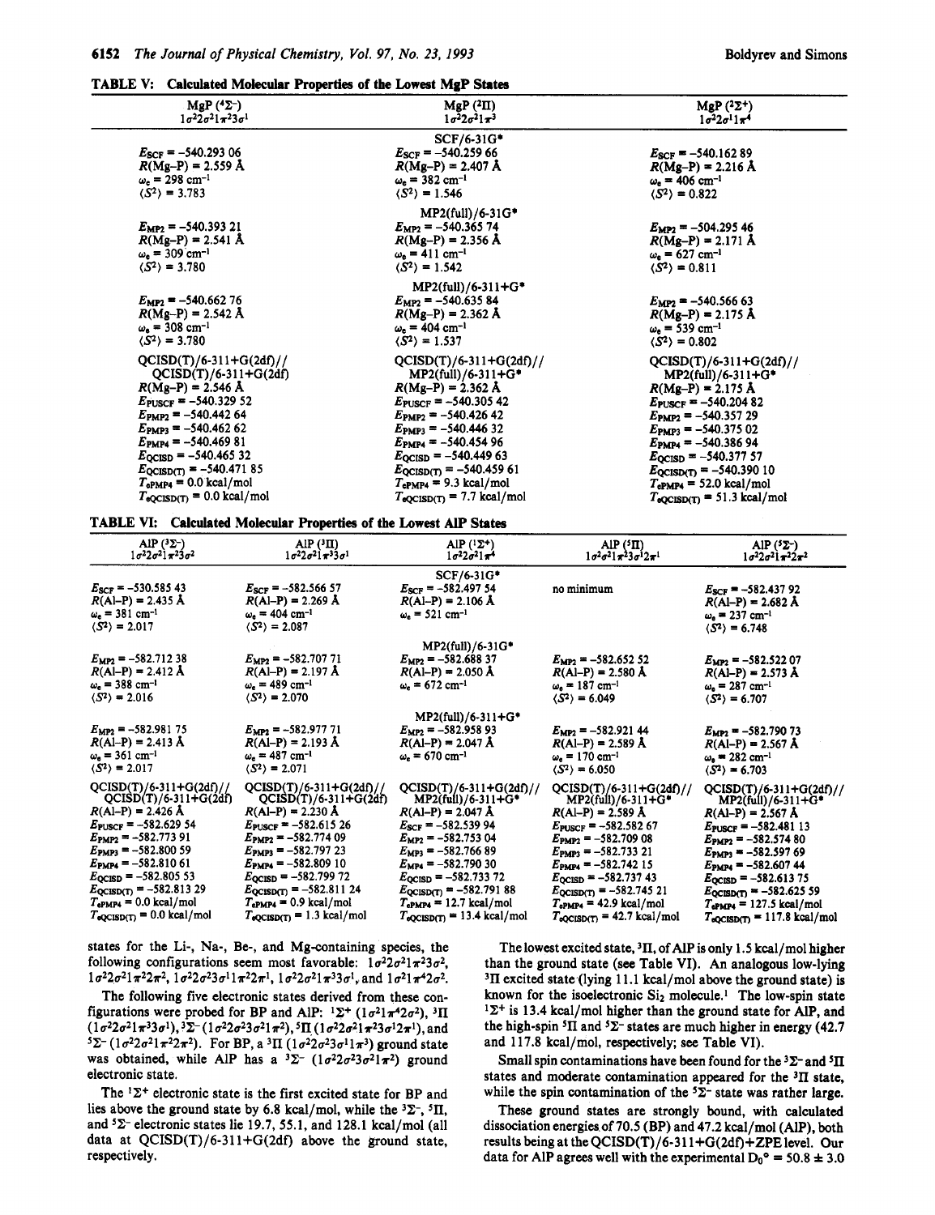**TABLE V: Calculated Molecular Properties of the Lowest MgP States**

| MgP ($^4\Sigma^-$) $1\sigma^2 2\sigma^2 1\pi^2 3\sigma^1$ | MgP ($^2\Pi$) $1\sigma^2 2\sigma^2 1\pi^3$ | MgP ($^2\Sigma^+$) $1\sigma^2 2\sigma^1 1\pi^4$ |
|---|---|---|
| | SCF/6-31G* | |
| $E_{SCF}$ = −540.293 06 | $E_{SCF}$ = −540.259 66 | $E_{SCF}$ = −540.162 89 |
| $R$(Mg–P) = 2.559 Å | $R$(Mg–P) = 2.407 Å | $R$(Mg–P) = 2.216 Å |
| $\omega_e$ = 298 cm$^{-1}$ | $\omega_e$ = 382 cm$^{-1}$ | $\omega_e$ = 406 cm$^{-1}$ |
| $\langle S^2 \rangle$ = 3.783 | $\langle S^2 \rangle$ = 1.546 | $\langle S^2 \rangle$ = 0.822 |
| | MP2(full)/6-31G* | |
| $E_{MP2}$ = −540.393 21 | $E_{MP2}$ = −540.365 74 | $E_{MP2}$ = −504.295 46 |
| $R$(Mg–P) = 2.541 Å | $R$(Mg–P) = 2.356 Å | $R$(Mg–P) = 2.171 Å |
| $\omega_e$ = 309 cm$^{-1}$ | $\omega_e$ = 411 cm$^{-1}$ | $\omega_e$ = 627 cm$^{-1}$ |
| $\langle S^2 \rangle$ = 3.780 | $\langle S^2 \rangle$ = 1.542 | $\langle S^2 \rangle$ = 0.811 |
| | MP2(full)/6-311+G* | |
| $E_{MP2}$ = −540.662 76 | $E_{MP2}$ = −540.635 84 | $E_{MP2}$ = −540.566 63 |
| $R$(Mg–P) = 2.542 Å | $R$(Mg–P) = 2.362 Å | $R$(Mg–P) = 2.175 Å |
| $\omega_e$ = 308 cm$^{-1}$ | $\omega_e$ = 404 cm$^{-1}$ | $\omega_e$ = 539 cm$^{-1}$ |
| $\langle S^2 \rangle$ = 3.780 | $\langle S^2 \rangle$ = 1.537 | $\langle S^2 \rangle$ = 0.802 |
| QCISD(T)/6-311+G(2df)// QCISD(T)/6-311+G(2df) | QCISD(T)/6-311+G(2df)// MP2(full)/6-311+G* | QCISD(T)/6-311+G(2df)// MP2(full)/6-311+G* |
| $R$(Mg–P) = 2.546 Å | $R$(Mg–P) = 2.362 Å | $R$(Mg–P) = 2.175 Å |
| $E_{PUSCF}$ = −540.329 52 | $E_{PUSCF}$ = −540.305 42 | $E_{PUSCF}$ = −540.204 82 |
| $E_{PMP2}$ = −540.442 64 | $E_{PMP2}$ = −540.426 42 | $E_{PMP2}$ = −540.357 29 |
| $E_{PMP3}$ = −540.462 62 | $E_{PMP3}$ = −540.446 32 | $E_{PMP3}$ = −540.375 02 |
| $E_{PMP4}$ = −540.469 81 | $E_{PMP4}$ = −540.454 96 | $E_{PMP4}$ = −540.386 94 |
| $E_{QCISD}$ = −540.465 32 | $E_{QCISD}$ = −540.449 63 | $E_{QCISD}$ = −540.377 57 |
| $E_{QCISD(T)}$ = −540.471 85 | $E_{QCISD(T)}$ = −540.459 61 | $E_{QCISD(T)}$ = −540.390 10 |
| $T_{e PMP4}$ = 0.0 kcal/mol | $T_{e PMP4}$ = 9.3 kcal/mol | $T_{e PMP4}$ = 52.0 kcal/mol |
| $T_{e QCISD(T)}$ = 0.0 kcal/mol | $T_{e QCISD(T)}$ = 7.7 kcal/mol | $T_{e QCISD(T)}$ = 51.3 kcal/mol |

**TABLE VI: Calculated Molecular Properties of the Lowest AlP States**

| AlP ($^3\Sigma^-$) $1\sigma^2 2\sigma^2 1\pi^2 3\sigma^2$ | AlP ($^3\Pi$) $1\sigma^2 2\sigma^2 1\pi^3 3\sigma^1$ | AlP ($^1\Sigma^+$) $1\sigma^2 2\sigma^2 1\pi^4$ | AlP ($^5\Pi$) $1\sigma^2 2\sigma^1 1\pi^2 3\sigma^1 2\pi^1$ | AlP ($^5\Sigma^-$) $1\sigma^2 2\sigma^2 1\pi^2 2\pi^2$ |
|---|---|---|---|---|
| | | SCF/6-31G* | | |
| $E_{SCF}$ = −530.585 43 | $E_{SCF}$ = −582.566 57 | $E_{SCF}$ = −582.497 54 | no minimum | $E_{SCF}$ = −582.437 92 |
| $R$(Al–P) = 2.435 Å | $R$(Al–P) = 2.269 Å | $R$(Al–P) = 2.106 Å | | $R$(Al–P) = 2.682 Å |
| $\omega_e$ = 381 cm$^{-1}$ | $\omega_e$ = 404 cm$^{-1}$ | $\omega_e$ = 521 cm$^{-1}$ | | $\omega_e$ = 237 cm$^{-1}$ |
| $\langle S^2 \rangle$ = 2.017 | $\langle S^2 \rangle$ = 2.087 | | | $\langle S^2 \rangle$ = 6.748 |
| | | MP2(full)/6-31G* | | |
| $E_{MP2}$ = −582.712 38 | $E_{MP2}$ = −582.707 71 | $E_{MP2}$ = −582.688 37 | $E_{MP2}$ = −582.652 52 | $E_{MP2}$ = −582.522 07 |
| $R$(Al–P) = 2.412 Å | $R$(Al–P) = 2.197 Å | $R$(Al–P) = 2.050 Å | $R$(Al–P) = 2.580 Å | $R$(Al–P) = 2.573 Å |
| $\omega_e$ = 388 cm$^{-1}$ | $\omega_e$ = 489 cm$^{-1}$ | $\omega_e$ = 672 cm$^{-1}$ | $\omega_e$ = 187 cm$^{-1}$ | $\omega_e$ = 287 cm$^{-1}$ |
| $\langle S^2 \rangle$ = 2.016 | $\langle S^2 \rangle$ = 2.070 | | $\langle S^2 \rangle$ = 6.049 | $\langle S^2 \rangle$ = 6.707 |
| | | MP2(full)/6-311+G* | | |
| $E_{MP2}$ = −582.981 75 | $E_{MP2}$ = −582.977 71 | $E_{MP2}$ = −582.958 93 | $E_{MP2}$ = −582.921 44 | $E_{MP2}$ = −582.790 73 |
| $R$(Al–P) = 2.413 Å | $R$(Al–P) = 2.193 Å | $R$(Al–P) = 2.047 Å | $R$(Al–P) = 2.589 Å | $R$(Al–P) = 2.567 Å |
| $\omega_e$ = 361 cm$^{-1}$ | $\omega_e$ = 487 cm$^{-1}$ | $\omega_e$ = 670 cm$^{-1}$ | $\omega_e$ = 170 cm$^{-1}$ | $\omega_e$ = 282 cm$^{-1}$ |
| $\langle S^2 \rangle$ = 2.017 | $\langle S^2 \rangle$ = 2.071 | | $\langle S^2 \rangle$ = 6.050 | $\langle S^2 \rangle$ = 6.703 |
| QCISD(T)/6-311+G(2df)// QCISD(T)/6-311+G(2df) | QCISD(T)/6-311+G(2df)// QCISD(T)/6-311+G(2df) | QCISD(T)/6-311+G(2df)// MP2(full)/6-311+G* | QCISD(T)/6-311+G(2df)// MP2(full)/6-311+G* | QCISD(T)/6-311+G(2df)// MP2(full)/6-311+G* |
| $R$(Al–P) = 2.426 Å | $R$(Al–P) = 2.230 Å | $R$(Al–P) = 2.047 Å | $R$(Al–P) = 2.589 Å | $R$(Al–P) = 2.567 Å |
| $E_{PUSCF}$ = −582.629 54 | $E_{PUSCF}$ = −582.615 26 | $E_{SCF}$ = −582.539 94 | $E_{PUSCF}$ = −582.582 67 | $E_{PUSCF}$ = −582.481 13 |
| $E_{PMP2}$ = −582.773 91 | $E_{PMP2}$ = −582.774 09 | $E_{MP2}$ = −582.753 04 | $E_{PMP2}$ = −582.709 08 | $E_{PMP2}$ = −582.574 80 |
| $E_{PMP3}$ = −582.800 59 | $E_{PMP3}$ = −582.797 23 | $E_{MP3}$ = −582.766 89 | $E_{PMP3}$ = −582.733 21 | $E_{PMP3}$ = −582.597 69 |
| $E_{PMP4}$ = −582.810 61 | $E_{PMP4}$ = −582.809 10 | $E_{MP4}$ = −582.790 30 | $E_{PMP4}$ = −582.742 15 | $E_{PMP4}$ = −582.607 44 |
| $E_{QCISD}$ = −582.805 53 | $E_{QCISD}$ = −582.799 72 | $E_{QCISD}$ = −582.733 72 | $E_{QCISD}$ = −582.737 43 | $E_{QCISD}$ = −582.613 75 |
| $E_{QCISD(T)}$ = −582.813 29 | $E_{QCISD(T)}$ = −582.811 24 | $E_{QCISD(T)}$ = −582.791 88 | $E_{QCISD(T)}$ = −582.745 21 | $E_{QCISD(T)}$ = −582.625 59 |
| $T_{e PMP4}$ = 0.0 kcal/mol | $T_{e PMP4}$ = 0.9 kcal/mol | $T_{e PMP4}$ = 12.7 kcal/mol | $T_{e PMP4}$ = 42.9 kcal/mol | $T_{e PMP4}$ = 127.5 kcal/mol |
| $T_{e QCISD(T)}$ = 0.0 kcal/mol | $T_{e QCISD(T)}$ = 1.3 kcal/mol | $T_{e QCISD(T)}$ = 13.4 kcal/mol | $T_{e QCISD(T)}$ = 42.7 kcal/mol | $T_{e QCISD(T)}$ = 117.8 kcal/mol |

states for the Li-, Na-, Be-, and Mg-containing species, the following configurations seem most favorable: $1\sigma^2 2\sigma^2 1\pi^2 3\sigma^2$, $1\sigma^2 2\sigma^2 1\pi^2 2\pi^2$, $1\sigma^2 2\sigma^2 3\sigma^1 1\pi^2 2\pi^1$, $1\sigma^2 2\sigma^2 1\pi^3 3\sigma^1$, and $1\sigma^2 1\pi^4 2\sigma^2$.

The following five electronic states derived from these configurations were probed for BP and AlP: $^1\Sigma^+$ ($1\sigma^2 1\pi^4 2\sigma^2$), $^3\Pi$ ($1\sigma^2 2\sigma^2 1\pi^3 3\sigma^1$), $^3\Sigma^-$ ($1\sigma^2 2\sigma^2 3\sigma^2 1\pi^2$), $^5\Pi$ ($1\sigma^2 2\sigma^2 1\pi^2 3\sigma^1 2\pi^1$), and $^5\Sigma^-$ ($1\sigma^2 2\sigma^2 1\pi^2 2\pi^2$). For BP, a $^3\Pi$ ($1\sigma^2 2\sigma^2 3\sigma^1 1\pi^3$) ground state was obtained, while AlP has a $^3\Sigma^-$ ($1\sigma^2 2\sigma^2 3\sigma^2 1\pi^2$) ground electronic state.

The $^1\Sigma^+$ electronic state is the first excited state for BP and lies above the ground state by 6.8 kcal/mol, while the $^3\Sigma^-$, $^5\Pi$, and $^5\Sigma^-$ electronic states lie 19.7, 55.1, and 128.1 kcal/mol (all data at QCISD(T)/6-311+G(2df) above the ground state, respectively.

The lowest excited state, $^3\Pi$, of AlP is only 1.5 kcal/mol higher than the ground state (see Table VI). An analogous low-lying $^3\Pi$ excited state (lying 11.1 kcal/mol above the ground state) is known for the isoelectronic $Si_2$ molecule.[1] The low-spin state $^1\Sigma^+$ is 13.4 kcal/mol higher than the ground state for AlP, and the high-spin $^5\Pi$ and $^5\Sigma^-$ states are much higher in energy (42.7 and 117.8 kcal/mol, respectively; see Table VI).

Small spin contaminations have been found for the $^3\Sigma^-$ and $^5\Pi$ states and moderate contamination appeared for the $^3\Pi$ state, while the spin contamination of the $^5\Sigma^-$ state was rather large.

These ground states are strongly bound, with calculated dissociation energies of 70.5 (BP) and 47.2 kcal/mol (AlP), both results being at the QCISD(T)/6-311+G(2df)+ZPE level. Our data for AlP agrees well with the experimental $D_0{}^\circ$ = 50.8 ± 3.0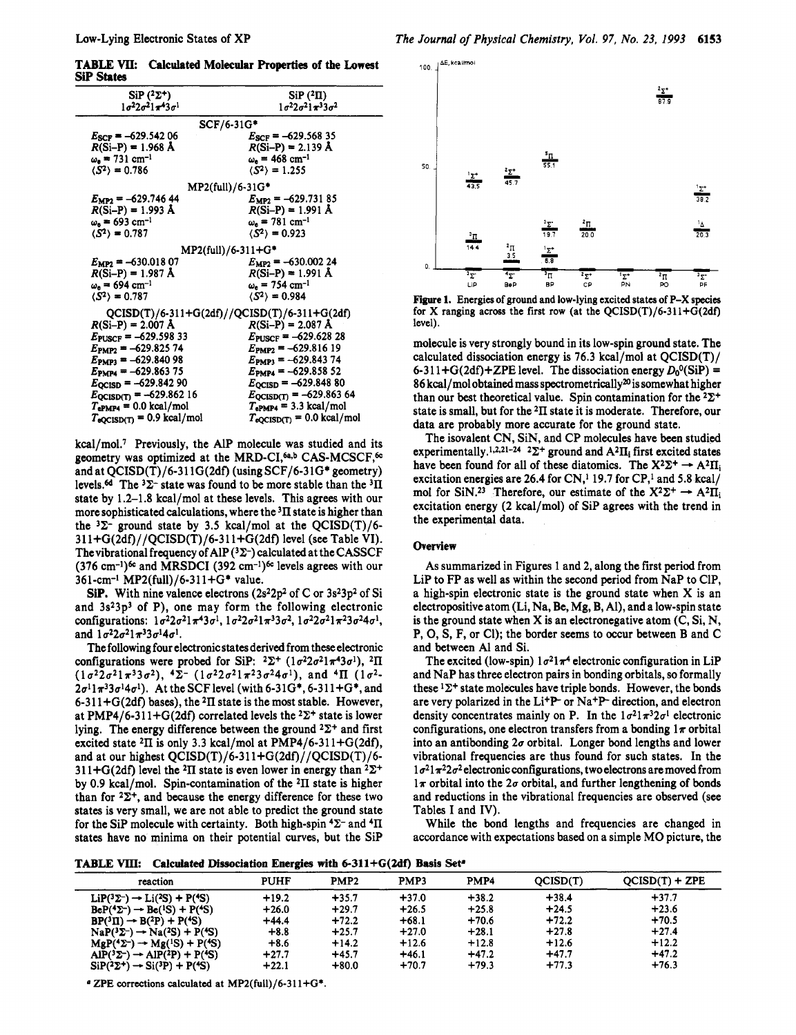**TABLE VII: Calculated Molecular Properties of the Lowest SiP States**

| SiP ($^2\Sigma^+$) $1\sigma^2 2\sigma^2 1\pi^4 3\sigma^1$ | SiP ($^2\Pi$) $1\sigma^2 2\sigma^2 1\pi^3 3\sigma^2$ |
|---|---|
| **SCF/6-31G*** | |
| $E_{SCF}$ = −629.542 06 | $E_{SCF}$ = −629.568 35 |
| $R$(Si–P) = 1.968 Å | $R$(Si–P) = 2.139 Å |
| $\omega_e$ = 731 cm$^{-1}$ | $\omega_e$ = 468 cm$^{-1}$ |
| $\langle S^2 \rangle$ = 0.786 | $\langle S^2 \rangle$ = 1.255 |
| **MP2(full)/6-31G*** | |
| $E_{MP2}$ = −629.746 44 | $E_{MP2}$ = −629.731 85 |
| $R$(Si–P) = 1.993 Å | $R$(Si–P) = 1.991 Å |
| $\omega_e$ = 693 cm$^{-1}$ | $\omega_e$ = 781 cm$^{-1}$ |
| $\langle S^2 \rangle$ = 0.787 | $\langle S^2 \rangle$ = 0.923 |
| **MP2(full)/6-311+G*** | |
| $E_{MP2}$ = −630.018 07 | $E_{MP2}$ = −630.002 24 |
| $R$(Si–P) = 1.987 Å | $R$(Si–P) = 1.991 Å |
| $\omega_e$ = 694 cm$^{-1}$ | $\omega_e$ = 754 cm$^{-1}$ |
| $\langle S^2 \rangle$ = 0.787 | $\langle S^2 \rangle$ = 0.984 |
| **QCISD(T)/6-311+G(2df)//QCISD(T)/6-311+G(2df)** | |
| $R$(Si–P) = 2.007 Å | $R$(Si–P) = 2.087 Å |
| $E_{PUSCF}$ = −629.598 33 | $E_{PUSCF}$ = −629.628 28 |
| $E_{PMP2}$ = −629.825 74 | $E_{PMP2}$ = −629.816 19 |
| $E_{PMP3}$ = −629.840 98 | $E_{PMP3}$ = −629.843 74 |
| $E_{PMP4}$ = −629.863 75 | $E_{PMP4}$ = −629.858 52 |
| $E_{QCISD}$ = −629.842 90 | $E_{QCISD}$ = −629.848 80 |
| $E_{QCISD(T)}$ = −629.862 16 | $E_{QCISD(T)}$ = −629.863 64 |
| $T_{ePMP4}$ = 0.0 kcal/mol | $T_{ePMP4}$ = 3.3 kcal/mol |
| $T_{eQCISD(T)}$ = 0.9 kcal/mol | $T_{eQCISD(T)}$ = 0.0 kcal/mol |

kcal/mol.[7] Previously, the AlP molecule was studied and its geometry was optimized at the MRD-CI,[6a,b] CAS-MCSCF,[6c] and at QCISD(T)/6-311G(2df) (using SCF/6-31G* geometry) levels.[6d] The $^3\Sigma^-$ state was found to be more stable than the $^3\Pi$ state by 1.2–1.8 kcal/mol at these levels. This agrees with our more sophisticated calculations, where the $^3\Pi$ state is higher than the $^3\Sigma^-$ ground state by 3.5 kcal/mol at the QCISD(T)/6-311+G(2df)//QCISD(T)/6-311+G(2df) level (see Table VI). The vibrational frequency of AlP ($^3\Sigma^-$) calculated at the CASSCF (376 cm$^{-1}$)[6c] and MRSDCI (392 cm$^{-1}$)[6c] levels agrees with our 361-cm$^{-1}$ MP2(full)/6-311+G* value.

**SiP.** With nine valence electrons ($2s^2 2p^2$ of C or $3s^2 3p^2$ of Si and $3s^2 3p^3$ of P), one may form the following electronic configurations: $1\sigma^2 2\sigma^2 1\pi^4 3\sigma^1$, $1\sigma^2 2\sigma^2 1\pi^3 3\sigma^2$, $1\sigma^2 2\sigma^2 1\pi^2 3\sigma^2 4\sigma^1$, and $1\sigma^2 2\sigma^2 1\pi^3 3\sigma^1 4\sigma^1$.

The following four electronic states derived from these electronic configurations were probed for SiP: $^2\Sigma^+$ ($1\sigma^2 2\sigma^2 1\pi^4 3\sigma^1$), $^2\Pi$ ($1\sigma^2 2\sigma^2 1\pi^3 3\sigma^2$), $^4\Sigma^-$ ($1\sigma^2 2\sigma^2 1\pi^2 3\sigma^2 4\sigma^1$), and $^4\Pi$ ($1\sigma^2 2\sigma^1 1\pi^3 3\sigma^1 4\sigma^1$). At the SCF level (with 6-31G*, 6-311+G*, and 6-311+G(2df) bases), the $^2\Pi$ state is the most stable. However, at PMP4/6-311+G(2df) correlated levels the $^2\Sigma^+$ state is lower lying. The energy difference between the ground $^2\Sigma^+$ and first excited state $^2\Pi$ is only 3.3 kcal/mol at PMP4/6-311+G(2df), and at our highest QCISD(T)/6-311+G(2df)//QCISD(T)/6-311+G(2df) level the $^2\Pi$ state is even lower in energy than $^2\Sigma^+$ by 0.9 kcal/mol. Spin-contamination of the $^2\Pi$ state is higher than for $^2\Sigma^+$, and because the energy difference for these two states is very small, we are not able to predict the ground state for the SiP molecule with certainty. Both high-spin $^4\Sigma^-$ and $^4\Pi$ states have no minima on their potential curves, but the SiP molecule is very strongly bound in its low-spin ground state. The calculated dissociation energy is 76.3 kcal/mol at QCISD(T)/6-311+G(2df)+ZPE level. The dissociation energy $D_0^0$(SiP) = 86 kcal/mol obtained mass spectrometrically[20] is somewhat higher than our best theoretical value. Spin contamination for the $^2\Sigma^+$ state is small, but for the $^2\Pi$ state it is moderate. Therefore, our data are probably more accurate for the ground state.

The isovalent CN, SiN, and CP molecules have been studied experimentally.[1,2,21-24] $^2\Sigma^+$ ground and $A^2\Pi_i$ first excited states have been found for all of these diatomics. The $X^2\Sigma^+ \rightarrow A^2\Pi_i$ excitation energies are 26.4 for CN,[1] 19.7 for CP,[1] and 5.8 kcal/mol for SiN.[23] Therefore, our estimate of the $X^2\Sigma^+ \rightarrow A^2\Pi_i$ excitation energy (2 kcal/mol) of SiP agrees with the trend in the experimental data.

**Figure 1.** Energies of ground and low-lying excited states of P–X species for X ranging across the first row (at the QCISD(T)/6-311+G(2df) level).

## Overview

As summarized in Figures 1 and 2, along the first period from LiP to FP as well as within the second period from NaP to ClP, a high-spin electronic state is the ground state when X is an electropositive atom (Li, Na, Be, Mg, B, Al), and a low-spin state is the ground state when X is an electronegative atom (C, Si, N, P, O, S, F, or Cl); the border seems to occur between B and C and between Al and Si.

The excited (low-spin) $1\sigma^2 1\pi^4$ electronic configuration in LiP and NaP has three electron pairs in bonding orbitals, so formally these $^1\Sigma^+$ state molecules have triple bonds. However, the bonds are very polarized in the Li$^+$P$^-$ or Na$^+$P$^-$ direction, and electron density concentrates mainly on P. In the $1\sigma^2 1\pi^3 2\sigma^1$ electronic configurations, one electron transfers from a bonding $1\pi$ orbital into an antibonding $2\sigma$ orbital. Longer bond lengths and lower vibrational frequencies are thus found for such states. In the $1\sigma^2 1\pi^2 2\sigma^2$ electronic configurations, two electrons are moved from $1\pi$ orbital into the $2\sigma$ orbital, and further lengthening of bonds and reductions in the vibrational frequencies are observed (see Tables I and IV).

While the bond lengths and frequencies are changed in accordance with expectations based on a simple MO picture, the

**TABLE VIII: Calculated Dissociation Energies with 6-311+G(2df) Basis Set[a]**

| reaction | PUHF | PMP2 | PMP3 | PMP4 | QCISD(T) | QCISD(T) + ZPE |
|---|---|---|---|---|---|---|
| LiP($^3\Sigma^-$) → Li($^2S$) + P($^4S$) | +19.2 | +35.7 | +37.0 | +38.2 | +38.4 | +37.7 |
| BeP($^4\Sigma^-$) → Be($^1S$) + P($^4S$) | +26.0 | +29.7 | +26.5 | +25.8 | +24.5 | +23.6 |
| BP($^3\Pi$) → B($^2P$) + P($^4S$) | +44.4 | +72.2 | +68.1 | +70.6 | +72.2 | +70.5 |
| NaP($^3\Sigma^-$) → Na($^2S$) + P($^4S$) | +8.8 | +25.7 | +27.0 | +28.1 | +27.8 | +27.4 |
| MgP($^4\Sigma^-$) → Mg($^1S$) + P($^4S$) | +8.6 | +14.2 | +12.6 | +12.8 | +12.6 | +12.2 |
| AlP($^3\Sigma^-$) → AlP($^2P$) + P($^4S$) | +27.7 | +45.7 | +46.1 | +47.2 | +47.7 | +47.2 |
| SiP($^2\Sigma^+$) → Si($^3P$) + P($^4S$) | +22.1 | +80.0 | +70.7 | +79.3 | +77.3 | +76.3 |

[a] ZPE corrections calculated at MP2(full)/6-311+G*.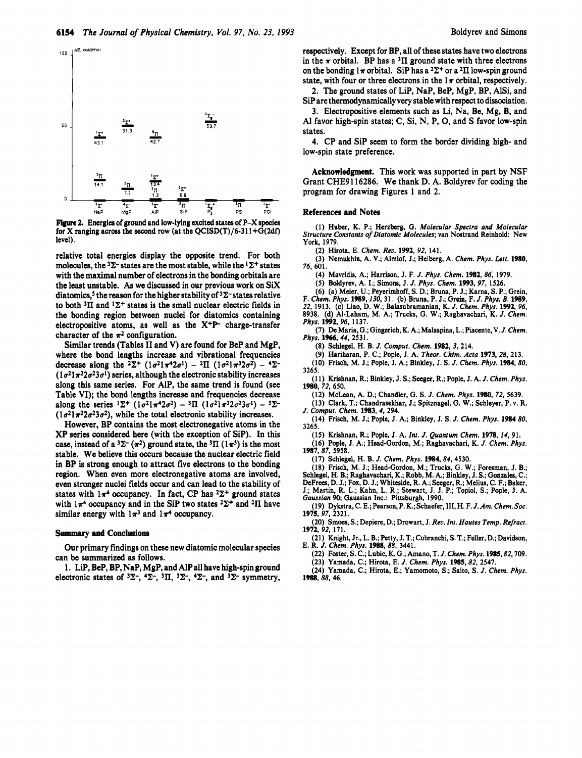ΔE, kcal/mol

100

50

0

$^1\Sigma^+$ 43.1

$^3\Pi$ 14.1

$^3\Sigma^-$ NaP

$^2\Sigma^+$ 51.3

$^2\Pi$ 7.7

$^4\Sigma^-$ MgP

$^3\Pi$ 42.7

$^1\Sigma^+$ 13.4

$^3\Pi$ 1.3

$^3\Sigma^-$ AlP

$^2\Sigma^+$ 0.9

$^2\Pi$ SiP

$^3\Sigma_u^-$ 53.7

$^1\Sigma_g^+$ $P_2$

$^2\Pi$ PS

$^3\Sigma^-$ PCl

**Figure 2.** Energies of ground and low-lying excited states of P–X species for X ranging across the second row (at the QCISD(T)/6-311+G(2df) level).

relative total energies display the opposite trend. For both molecules, the $^3\Sigma^-$ states are the most stable, while the $^1\Sigma^+$ states with the maximal number of electrons in the bonding orbitals are the least unstable. As we discussed in our previous work on SiX diatomics,[5] the reason for the higher stability of $^3\Sigma^-$ states relative to both $^3\Pi$ and $^1\Sigma^+$ states is the small nuclear electric fields in the bonding region between nuclei for diatomics containing electropositive atoms, as well as the $X^+P^-$ charge-transfer character of the $\pi^2$ configuration.

Similar trends (Tables II and V) are found for BeP and MgP, where the bond lengths increase and vibrational frequencies decrease along the $^2\Sigma^+$ $(1\sigma^2 1\pi^4 2\sigma^1)$ – $^2\Pi$ $(1\sigma^2 1\pi^3 2\sigma^2)$ – $^4\Sigma^-$ $(1\sigma^2 1\pi^2 2\sigma^2 3\sigma^1)$ series, although the electronic stability increases along this same series. For AlP, the same trend is found (see Table VI); the bond lengths increase and frequencies decrease along the series $^1\Sigma^+$ $(1\sigma^2 1\pi^4 2\sigma^2)$ – $^3\Pi$ $(1\sigma^2 1\pi^3 2\sigma^2 3\sigma^1)$ – $^3\Sigma^-$ $(1\sigma^2 1\pi^2 2\sigma^2 3\sigma^2)$, while the total electronic stability increases.

However, BP contains the most electronegative atoms in the XP series considered here (with the exception of SiP). In this case, instead of a $^3\Sigma^-$ $(\pi^2)$ ground state, the $^3\Pi$ $(1\pi^3)$ is the most stable. We believe this occurs because the nuclear electric field in BP is strong enough to attract five electrons to the bonding region. When even more electronegative atoms are involved, even stronger nuclei fields occur and can lead to the stability of states with $1\pi^4$ occupancy. In fact, CP has $^2\Sigma^+$ ground states with $1\pi^4$ occupancy and in the SiP two states $^2\Sigma^+$ and $^2\Pi$ have similar energy with $1\pi^3$ and $1\pi^4$ occupancy.

## Summary and Conclusions

Our primary findings on these new diatomic molecular species can be summarized as follows.

1. LiP, BeP, BP, NaP, MgP, and AlP all have high-spin ground electronic states of $^3\Sigma^-$, $^4\Sigma^-$, $^3\Pi$, $^3\Sigma^-$, $^4\Sigma^-$, and $^3\Sigma^-$ symmetry, respectively. Except for BP, all of these states have two electrons in the $\pi$ orbital. BP has a $^3\Pi$ ground state with three electrons on the bonding $1\pi$ orbital. SiP has a $^2\Sigma^+$ or a $^2\Pi$ low-spin ground state, with four or three electrons in the $1\pi$ orbital, respectively.

2. The ground states of LiP, NaP, BeP, MgP, BP, AlSi, and SiP are thermodynamically very stable with respect to dissociation.

3. Electropositive elements such as Li, Na, Be, Mg, B, and Al favor high-spin states; C, Si, N, P, O, and S favor low-spin states.

4. CP and SiP seem to form the border dividing high- and low-spin state preference.

**Acknowledgment.** This work was supported in part by NSF Grant CHE9116286. We thank D. A. Boldyrev for coding the program for drawing Figures 1 and 2.

## References and Notes

(1) Huber, K. P.; Herzberg, G. *Molecular Spectra and Molecular Structure Constants of Diatomic Molecules*; van Nostrand Reinhold: New York, 1979.

(2) Hirota, E. *Chem. Rev.* **1992**, *92*, 141.

(3) Nemukhin, A. V.; Almlof, J.; Heiberg, A. *Chem. Phys. Lett.* **1980**, *76*, 601.

(4) Mavridis, A.; Harrison, J. F. *J. Phys. Chem.* **1982**, *86*, 1979.

(5) Boldyrev, A. I.; Simons, J. *J. Phys. Chem.* **1993**, *97*, 1526.

(6) (a) Meier, U.; Peyerimhoff, S. D.; Bruna, P. J.; Karna, S. P.; Grein, F. *Chem. Phys.* **1989**, *130*, 31. (b) Bruna, P. J.; Grein, F. *J. Phys. B.* **1989**, *22*, 1913. (c) Liao, D. W.; Balasubramanian, K. *J. Chem. Phys.* **1992**, *96*, 8938. (d) Al-Laham, M. A.; Trucks, G. W.; Raghavachari, K. *J. Chem. Phys.* **1992**, *96*, 1137.

(7) De Maria, G.; Gingerich, K. A.; Malaspina, L.; Piacente, V. *J. Chem. Phys.* **1966**, *44*, 2531.

(8) Schlegel, H. B. *J. Comput. Chem.* **1982**, *3*, 214.

(9) Hariharan, P. C.; Pople, J. A. *Theor. Chim. Acta* **1973**, *28*, 213.

(10) Frisch, M. J.; Pople, J. A.; Binkley, J. S. *J. Chem. Phys.* **1984**, *80*, 3265.

(11) Krishnan, R.; Binkley, J. S.; Seeger, R.; Pople, J. A. *J. Chem. Phys.* **1980**, *72*, 650.

(12) McLean, A. D.; Chandler, G. S. *J. Chem. Phys.* **1980**, *72*, 5639.

(13) Clark, T.; Chandrasekhar, J.; Spitznagel, G. W.; Schleyer, P. v. R. *J. Comput. Chem.* **1983**, *4*, 294.

(14) Frisch, M. J.; Pople, J. A.; Binkley, J. S. *J. Chem. Phys.* **1984** *80*, 3265.

(15) Krishnan, R.; Pople, J. A. *Int. J. Quantum Chem.* **1978**, *14*, 91.

(16) Pople, J. A.; Head-Gordon, M.; Raghavachari, K. *J. Chem. Phys.* **1987**, *87*, 5958.

(17) Schlegel, H. B. *J. Chem. Phys.* **1984**, *84*, 4530.

(18) Frisch, M. J.; Head-Gordon, M.; Trucks, G. W.; Foresman, J. B.; Schlegel, H. B.; Raghavachari, K.; Robb, M. A.; Binkley, J. S.; Gonzales, C.; DeFrees, D. J.; Fox, D. J.; Whiteside, R. A.; Seeger, R.; Melius, C. F.; Baker, J.; Martin, R. L.; Kahn, L. R.; Stewart, J. J. P.; Topiol, S.; Pople, J. A. *Gaussian 90*; Gaussian Inc.: Pittsburgh, 1990.

(19) Dykstra, C. E.; Pearson, P. K.; Schaefer, III, H. F. *J. Am. Chem. Soc.* **1975**, *97*, 2321.

(20) Smoes, S.; Depiere, D.; Drowart, J. *Rev. Int. Hautes Temp. Refract.* **1972**, *92*, 171.

(21) Knight, Jr., L. B.; Petty, J. T.; Cobranchi, S. T.; Feller, D.; Davidson, E. R. *J. Chem. Phys.* **1988**, *88*, 3441.

(22) Foster, S. C.; Lubic, K. G.; Amano, T. *J. Chem. Phys.* **1985**, *82*, 709.

(23) Yamada, C.; Hirota, E. *J. Chem. Phys.* **1985**, *82*, 2547.

(24) Yamada, C.; Hirota, E.; Yamomoto, S.; Saito, S. *J. Chem. Phys.* **1988**, *88*, 46.